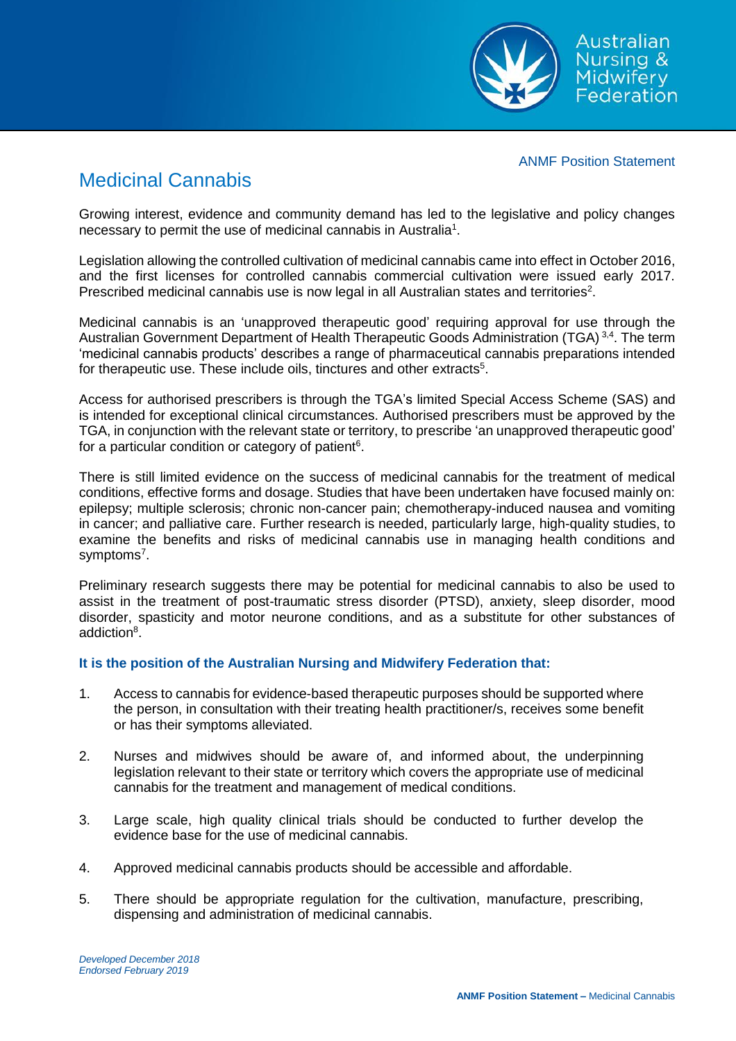ANMF Position Statement

# Medicinal Cannabis

Growing interest, evidence and community demand has led to the legislative and policy changes necessary to permit the use of medicinal cannabis in Australia[1].

Legislation allowing the controlled cultivation of medicinal cannabis came into effect in October 2016, and the first licenses for controlled cannabis commercial cultivation were issued early 2017. Prescribed medicinal cannabis use is now legal in all Australian states and territories[2].

Medicinal cannabis is an 'unapproved therapeutic good' requiring approval for use through the Australian Government Department of Health Therapeutic Goods Administration (TGA)[3,4]. The term 'medicinal cannabis products' describes a range of pharmaceutical cannabis preparations intended for therapeutic use. These include oils, tinctures and other extracts[5].

Access for authorised prescribers is through the TGA's limited Special Access Scheme (SAS) and is intended for exceptional clinical circumstances. Authorised prescribers must be approved by the TGA, in conjunction with the relevant state or territory, to prescribe 'an unapproved therapeutic good' for a particular condition or category of patient[6].

There is still limited evidence on the success of medicinal cannabis for the treatment of medical conditions, effective forms and dosage. Studies that have been undertaken have focused mainly on: epilepsy; multiple sclerosis; chronic non-cancer pain; chemotherapy-induced nausea and vomiting in cancer; and palliative care. Further research is needed, particularly large, high-quality studies, to examine the benefits and risks of medicinal cannabis use in managing health conditions and symptoms[7].

Preliminary research suggests there may be potential for medicinal cannabis to also be used to assist in the treatment of post-traumatic stress disorder (PTSD), anxiety, sleep disorder, mood disorder, spasticity and motor neurone conditions, and as a substitute for other substances of addiction[8].

**It is the position of the Australian Nursing and Midwifery Federation that:**

1. Access to cannabis for evidence-based therapeutic purposes should be supported where the person, in consultation with their treating health practitioner/s, receives some benefit or has their symptoms alleviated.
2. Nurses and midwives should be aware of, and informed about, the underpinning legislation relevant to their state or territory which covers the appropriate use of medicinal cannabis for the treatment and management of medical conditions.
3. Large scale, high quality clinical trials should be conducted to further develop the evidence base for the use of medicinal cannabis.
4. Approved medicinal cannabis products should be accessible and affordable.
5. There should be appropriate regulation for the cultivation, manufacture, prescribing, dispensing and administration of medicinal cannabis.

*Developed December 2018*
*Endorsed February 2019*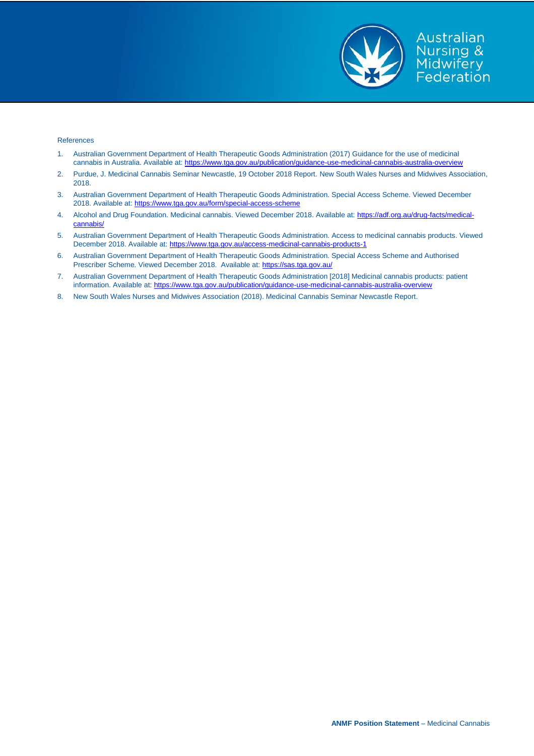References

1. Australian Government Department of Health Therapeutic Goods Administration (2017) Guidance for the use of medicinal cannabis in Australia. Available at: https://www.tga.gov.au/publication/guidance-use-medicinal-cannabis-australia-overview
2. Purdue, J. Medicinal Cannabis Seminar Newcastle, 19 October 2018 Report. New South Wales Nurses and Midwives Association, 2018.
3. Australian Government Department of Health Therapeutic Goods Administration. Special Access Scheme. Viewed December 2018. Available at: https://www.tga.gov.au/form/special-access-scheme
4. Alcohol and Drug Foundation. Medicinal cannabis. Viewed December 2018. Available at: https://adf.org.au/drug-facts/medical-cannabis/
5. Australian Government Department of Health Therapeutic Goods Administration. Access to medicinal cannabis products. Viewed December 2018. Available at: https://www.tga.gov.au/access-medicinal-cannabis-products-1
6. Australian Government Department of Health Therapeutic Goods Administration. Special Access Scheme and Authorised Prescriber Scheme. Viewed December 2018. Available at: https://sas.tga.gov.au/
7. Australian Government Department of Health Therapeutic Goods Administration [2018] Medicinal cannabis products: patient information. Available at: https://www.tga.gov.au/publication/guidance-use-medicinal-cannabis-australia-overview
8. New South Wales Nurses and Midwives Association (2018). Medicinal Cannabis Seminar Newcastle Report.